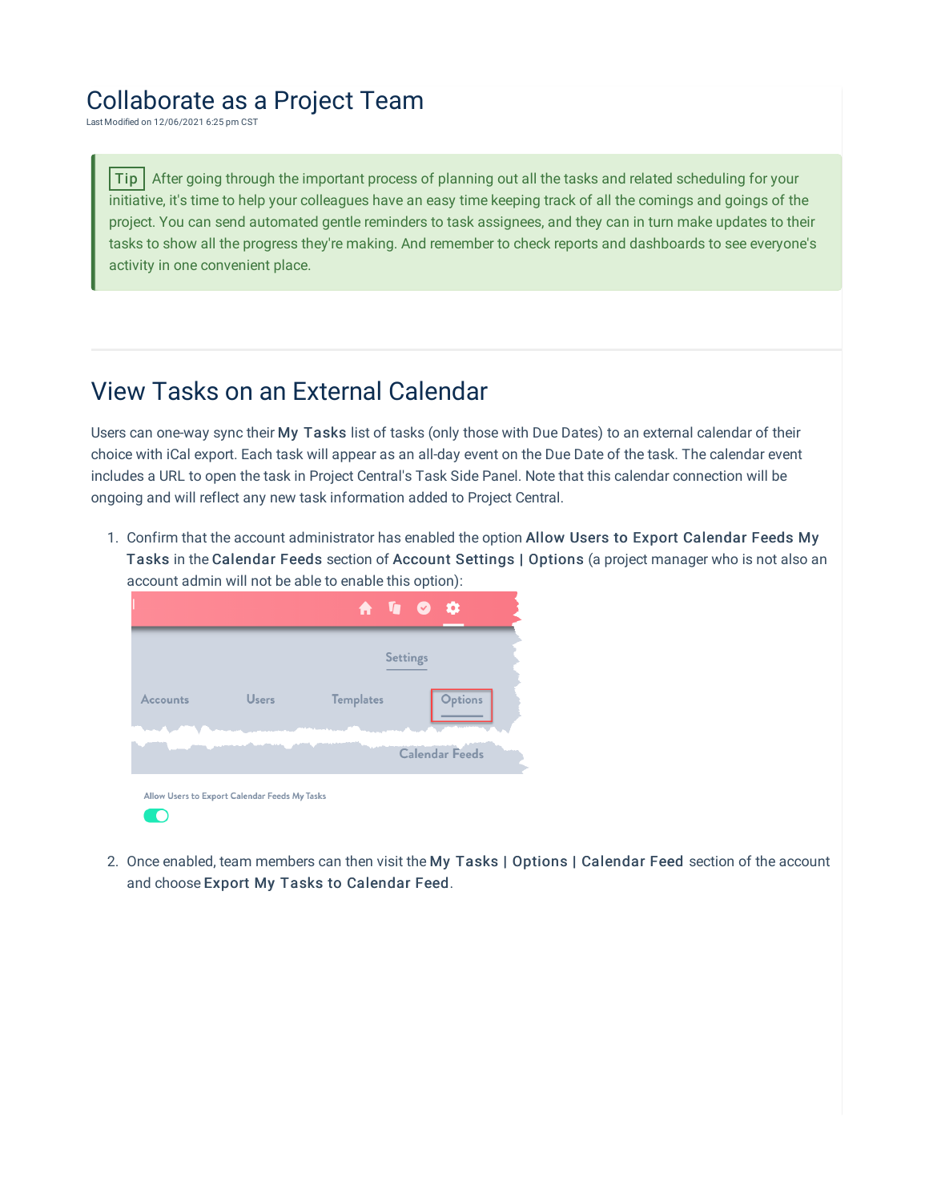# Collaborate as a Project Team

Last Modified on 12/06/2021 6:25 pm CST

> **Tip** After going through the important process of planning out all the tasks and related scheduling for your initiative, it's time to help your colleagues have an easy time keeping track of all the comings and goings of the project. You can send automated gentle reminders to task assignees, and they can in turn make updates to their tasks to show all the progress they're making. And remember to check reports and dashboards to see everyone's activity in one convenient place.

## View Tasks on an External Calendar

Users can one-way sync their **My Tasks** list of tasks (only those with Due Dates) to an external calendar of their choice with iCal export. Each task will appear as an all-day event on the Due Date of the task. The calendar event includes a URL to open the task in Project Central's Task Side Panel. Note that this calendar connection will be ongoing and will reflect any new task information added to Project Central.

1. Confirm that the account administrator has enabled the option **Allow Users to Export Calendar Feeds My Tasks** in the **Calendar Feeds** section of **Account Settings | Options** (a project manager who is not also an account admin will not be able to enable this option):

   Settings

   Accounts Users Templates Options

   Calendar Feeds

   Allow Users to Export Calendar Feeds My Tasks

2. Once enabled, team members can then visit the **My Tasks | Options | Calendar Feed** section of the account and choose **Export My Tasks to Calendar Feed**.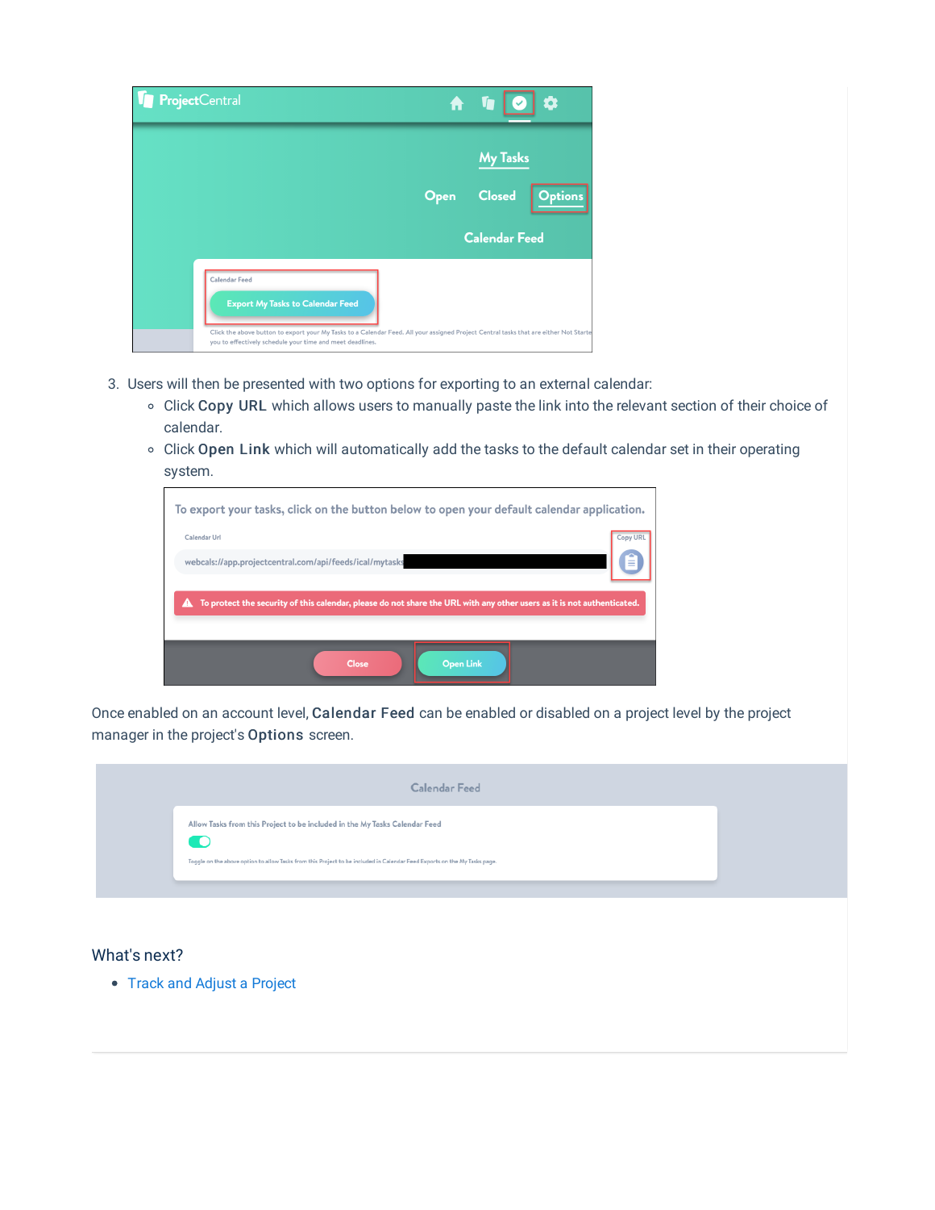3. Users will then be presented with two options for exporting to an external calendar:
   - Click **Copy URL** which allows users to manually paste the link into the relevant section of their choice of calendar.
   - Click **Open Link** which will automatically add the tasks to the default calendar set in their operating system.

Once enabled on an account level, **Calendar Feed** can be enabled or disabled on a project level by the project manager in the project's **Options** screen.

## What's next?

- Track and Adjust a Project